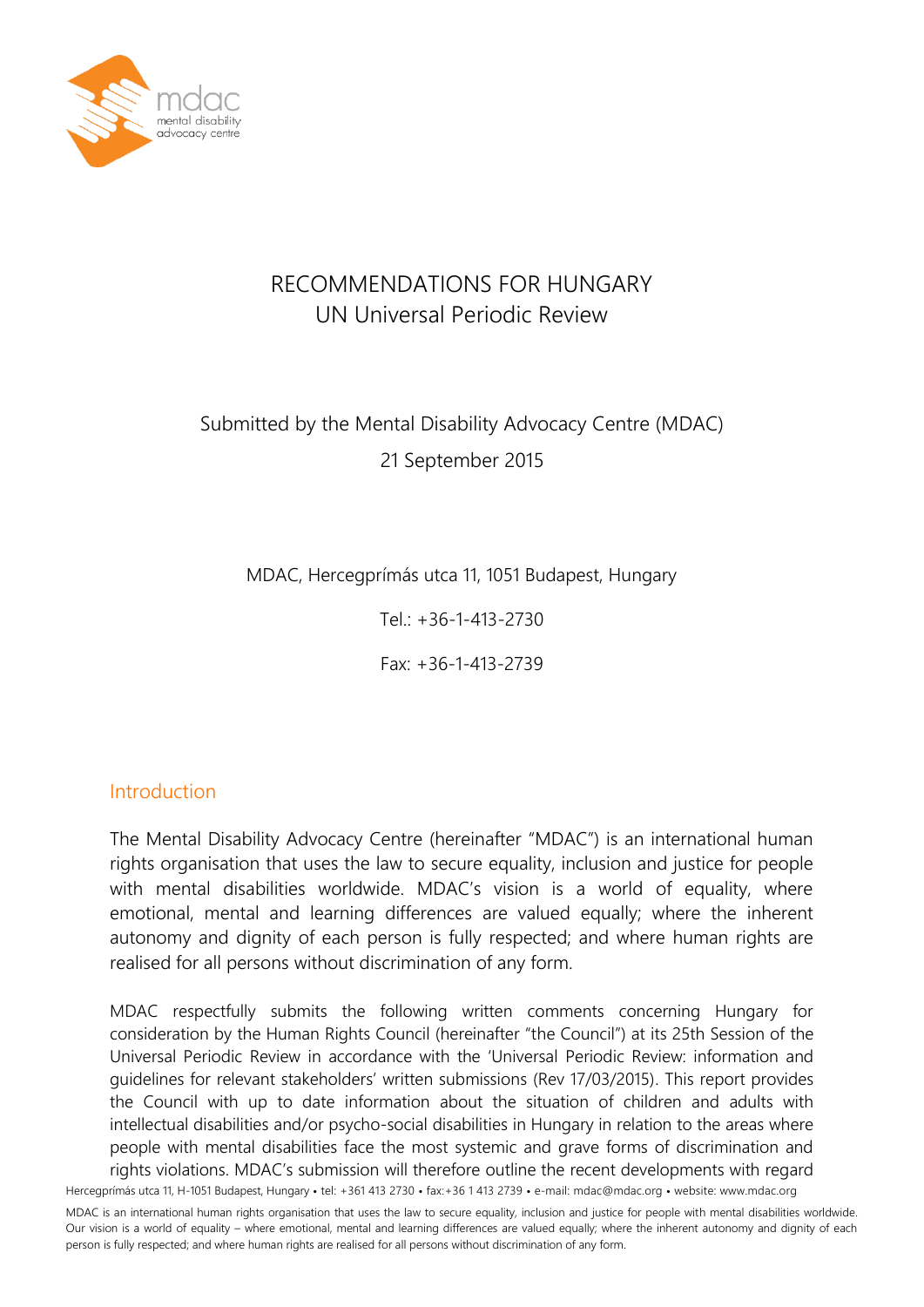# RECOMMENDATIONS FOR HUNGARY
## UN Universal Periodic Review

Submitted by the Mental Disability Advocacy Centre (MDAC)

21 September 2015

MDAC, Hercegprímás utca 11, 1051 Budapest, Hungary

Tel.: +36-1-413-2730

Fax: +36-1-413-2739

## Introduction

The Mental Disability Advocacy Centre (hereinafter "MDAC") is an international human rights organisation that uses the law to secure equality, inclusion and justice for people with mental disabilities worldwide. MDAC's vision is a world of equality, where emotional, mental and learning differences are valued equally; where the inherent autonomy and dignity of each person is fully respected; and where human rights are realised for all persons without discrimination of any form.

MDAC respectfully submits the following written comments concerning Hungary for consideration by the Human Rights Council (hereinafter "the Council") at its 25th Session of the Universal Periodic Review in accordance with the 'Universal Periodic Review: information and guidelines for relevant stakeholders' written submissions (Rev 17/03/2015). This report provides the Council with up to date information about the situation of children and adults with intellectual disabilities and/or psycho-social disabilities in Hungary in relation to the areas where people with mental disabilities face the most systemic and grave forms of discrimination and rights violations. MDAC's submission will therefore outline the recent developments with regard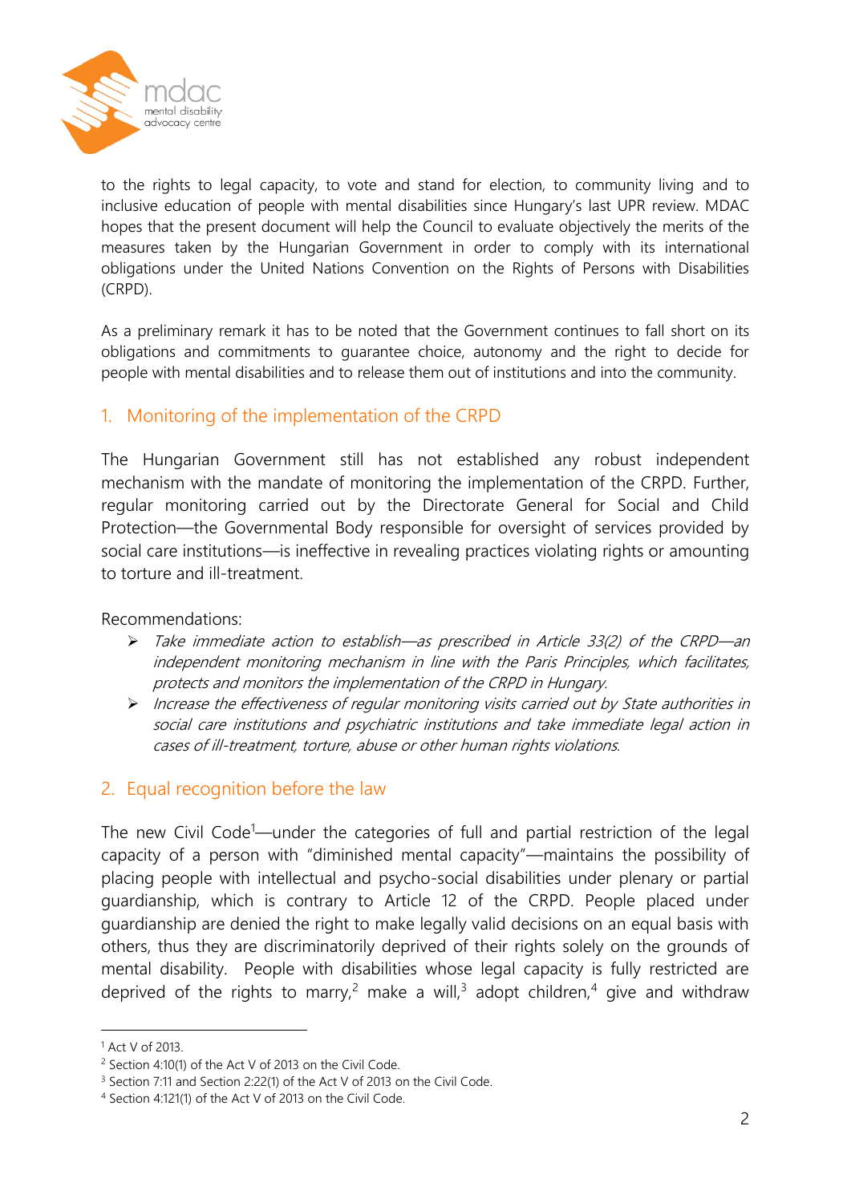to the rights to legal capacity, to vote and stand for election, to community living and to inclusive education of people with mental disabilities since Hungary's last UPR review. MDAC hopes that the present document will help the Council to evaluate objectively the merits of the measures taken by the Hungarian Government in order to comply with its international obligations under the United Nations Convention on the Rights of Persons with Disabilities (CRPD).

As a preliminary remark it has to be noted that the Government continues to fall short on its obligations and commitments to guarantee choice, autonomy and the right to decide for people with mental disabilities and to release them out of institutions and into the community.

## 1. Monitoring of the implementation of the CRPD

The Hungarian Government still has not established any robust independent mechanism with the mandate of monitoring the implementation of the CRPD. Further, regular monitoring carried out by the Directorate General for Social and Child Protection—the Governmental Body responsible for oversight of services provided by social care institutions—is ineffective in revealing practices violating rights or amounting to torture and ill-treatment.

Recommendations:

- *Take immediate action to establish—as prescribed in Article 33(2) of the CRPD—an independent monitoring mechanism in line with the Paris Principles, which facilitates, protects and monitors the implementation of the CRPD in Hungary.*
- *Increase the effectiveness of regular monitoring visits carried out by State authorities in social care institutions and psychiatric institutions and take immediate legal action in cases of ill-treatment, torture, abuse or other human rights violations.*

## 2. Equal recognition before the law

The new Civil Code[1]—under the categories of full and partial restriction of the legal capacity of a person with "diminished mental capacity"—maintains the possibility of placing people with intellectual and psycho-social disabilities under plenary or partial guardianship, which is contrary to Article 12 of the CRPD. People placed under guardianship are denied the right to make legally valid decisions on an equal basis with others, thus they are discriminatorily deprived of their rights solely on the grounds of mental disability. People with disabilities whose legal capacity is fully restricted are deprived of the rights to marry,[2] make a will,[3] adopt children,[4] give and withdraw

[1] Act V of 2013.

[2] Section 4:10(1) of the Act V of 2013 on the Civil Code.

[3] Section 7:11 and Section 2:22(1) of the Act V of 2013 on the Civil Code.

[4] Section 4:121(1) of the Act V of 2013 on the Civil Code.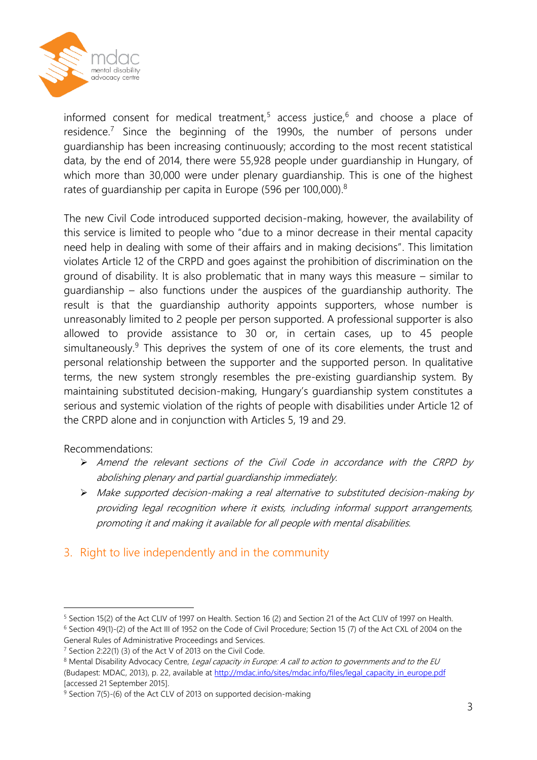informed consent for medical treatment,[5] access justice,[6] and choose a place of residence.[7] Since the beginning of the 1990s, the number of persons under guardianship has been increasing continuously; according to the most recent statistical data, by the end of 2014, there were 55,928 people under guardianship in Hungary, of which more than 30,000 were under plenary guardianship. This is one of the highest rates of guardianship per capita in Europe (596 per 100,000).[8]

The new Civil Code introduced supported decision-making, however, the availability of this service is limited to people who "due to a minor decrease in their mental capacity need help in dealing with some of their affairs and in making decisions". This limitation violates Article 12 of the CRPD and goes against the prohibition of discrimination on the ground of disability. It is also problematic that in many ways this measure – similar to guardianship – also functions under the auspices of the guardianship authority. The result is that the guardianship authority appoints supporters, whose number is unreasonably limited to 2 people per person supported. A professional supporter is also allowed to provide assistance to 30 or, in certain cases, up to 45 people simultaneously.[9] This deprives the system of one of its core elements, the trust and personal relationship between the supporter and the supported person. In qualitative terms, the new system strongly resembles the pre-existing guardianship system. By maintaining substituted decision-making, Hungary's guardianship system constitutes a serious and systemic violation of the rights of people with disabilities under Article 12 of the CRPD alone and in conjunction with Articles 5, 19 and 29.

Recommendations:

- *Amend the relevant sections of the Civil Code in accordance with the CRPD by abolishing plenary and partial guardianship immediately.*
- *Make supported decision-making a real alternative to substituted decision-making by providing legal recognition where it exists, including informal support arrangements, promoting it and making it available for all people with mental disabilities.*

## 3. Right to live independently and in the community

---

[5] Section 15(2) of the Act CLIV of 1997 on Health. Section 16 (2) and Section 21 of the Act CLIV of 1997 on Health.

[6] Section 49(1)-(2) of the Act III of 1952 on the Code of Civil Procedure; Section 15 (7) of the Act CXL of 2004 on the General Rules of Administrative Proceedings and Services.

[7] Section 2:22(1) (3) of the Act V of 2013 on the Civil Code.

[8] Mental Disability Advocacy Centre, *Legal capacity in Europe: A call to action to governments and to the EU* (Budapest: MDAC, 2013), p. 22, available at http://mdac.info/sites/mdac.info/files/legal_capacity_in_europe.pdf [accessed 21 September 2015].

[9] Section 7(5)-(6) of the Act CLV of 2013 on supported decision-making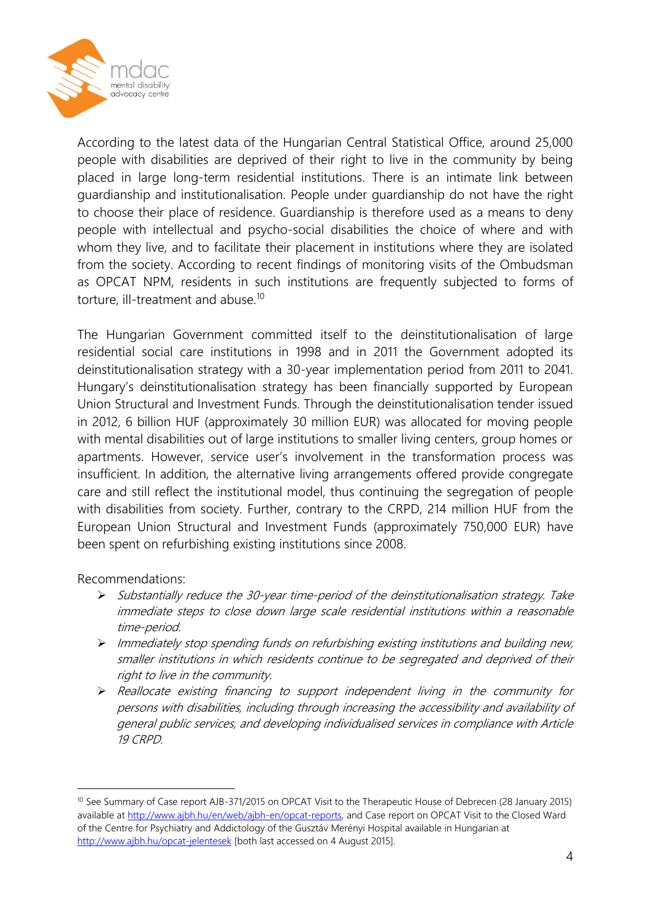According to the latest data of the Hungarian Central Statistical Office, around 25,000 people with disabilities are deprived of their right to live in the community by being placed in large long-term residential institutions. There is an intimate link between guardianship and institutionalisation. People under guardianship do not have the right to choose their place of residence. Guardianship is therefore used as a means to deny people with intellectual and psycho-social disabilities the choice of where and with whom they live, and to facilitate their placement in institutions where they are isolated from the society. According to recent findings of monitoring visits of the Ombudsman as OPCAT NPM, residents in such institutions are frequently subjected to forms of torture, ill-treatment and abuse.[10]

The Hungarian Government committed itself to the deinstitutionalisation of large residential social care institutions in 1998 and in 2011 the Government adopted its deinstitutionalisation strategy with a 30-year implementation period from 2011 to 2041. Hungary's deinstitutionalisation strategy has been financially supported by European Union Structural and Investment Funds. Through the deinstitutionalisation tender issued in 2012, 6 billion HUF (approximately 30 million EUR) was allocated for moving people with mental disabilities out of large institutions to smaller living centers, group homes or apartments. However, service user's involvement in the transformation process was insufficient. In addition, the alternative living arrangements offered provide congregate care and still reflect the institutional model, thus continuing the segregation of people with disabilities from society. Further, contrary to the CRPD, 214 million HUF from the European Union Structural and Investment Funds (approximately 750,000 EUR) have been spent on refurbishing existing institutions since 2008.

Recommendations:

- *Substantially reduce the 30-year time-period of the deinstitutionalisation strategy. Take immediate steps to close down large scale residential institutions within a reasonable time-period.*
- *Immediately stop spending funds on refurbishing existing institutions and building new, smaller institutions in which residents continue to be segregated and deprived of their right to live in the community.*
- *Reallocate existing financing to support independent living in the community for persons with disabilities, including through increasing the accessibility and availability of general public services, and developing individualised services in compliance with Article 19 CRPD.*

---

[10] See Summary of Case report AJB-371/2015 on OPCAT Visit to the Therapeutic House of Debrecen (28 January 2015) available at http://www.ajbh.hu/en/web/ajbh-en/opcat-reports, and Case report on OPCAT Visit to the Closed Ward of the Centre for Psychiatry and Addictology of the Gusztáv Merényi Hospital available in Hungarian at http://www.ajbh.hu/opcat-jelentesek [both last accessed on 4 August 2015].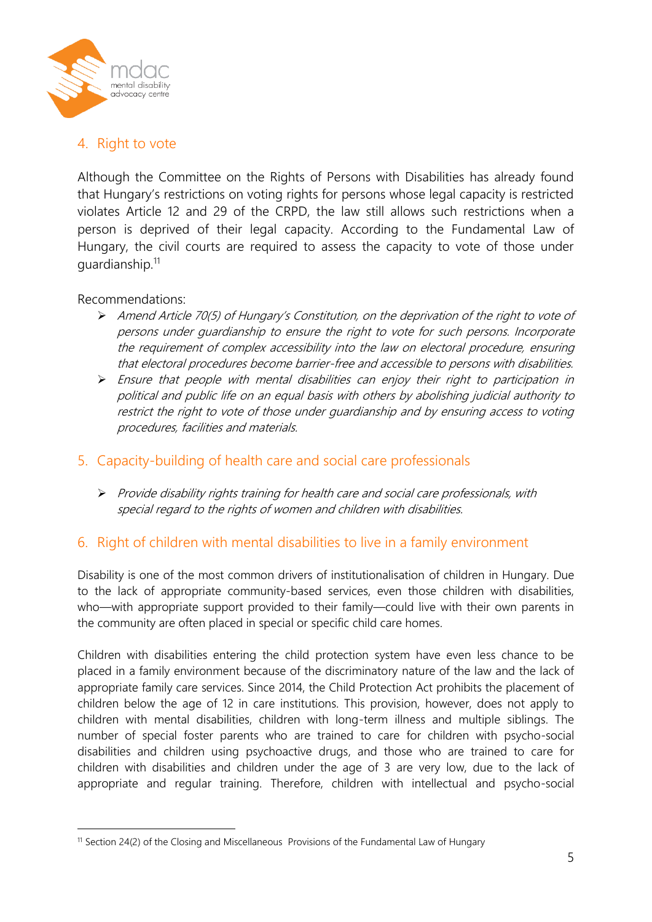## 4. Right to vote

Although the Committee on the Rights of Persons with Disabilities has already found that Hungary's restrictions on voting rights for persons whose legal capacity is restricted violates Article 12 and 29 of the CRPD, the law still allows such restrictions when a person is deprived of their legal capacity. According to the Fundamental Law of Hungary, the civil courts are required to assess the capacity to vote of those under guardianship.[11]

Recommendations:

- *Amend Article 70(5) of Hungary's Constitution, on the deprivation of the right to vote of persons under guardianship to ensure the right to vote for such persons. Incorporate the requirement of complex accessibility into the law on electoral procedure, ensuring that electoral procedures become barrier-free and accessible to persons with disabilities.*
- *Ensure that people with mental disabilities can enjoy their right to participation in political and public life on an equal basis with others by abolishing judicial authority to restrict the right to vote of those under guardianship and by ensuring access to voting procedures, facilities and materials.*

## 5. Capacity-building of health care and social care professionals

- *Provide disability rights training for health care and social care professionals, with special regard to the rights of women and children with disabilities.*

## 6. Right of children with mental disabilities to live in a family environment

Disability is one of the most common drivers of institutionalisation of children in Hungary. Due to the lack of appropriate community-based services, even those children with disabilities, who—with appropriate support provided to their family—could live with their own parents in the community are often placed in special or specific child care homes.

Children with disabilities entering the child protection system have even less chance to be placed in a family environment because of the discriminatory nature of the law and the lack of appropriate family care services. Since 2014, the Child Protection Act prohibits the placement of children below the age of 12 in care institutions. This provision, however, does not apply to children with mental disabilities, children with long-term illness and multiple siblings. The number of special foster parents who are trained to care for children with psycho-social disabilities and children using psychoactive drugs, and those who are trained to care for children with disabilities and children under the age of 3 are very low, due to the lack of appropriate and regular training. Therefore, children with intellectual and psycho-social

---

[11] Section 24(2) of the Closing and Miscellaneous Provisions of the Fundamental Law of Hungary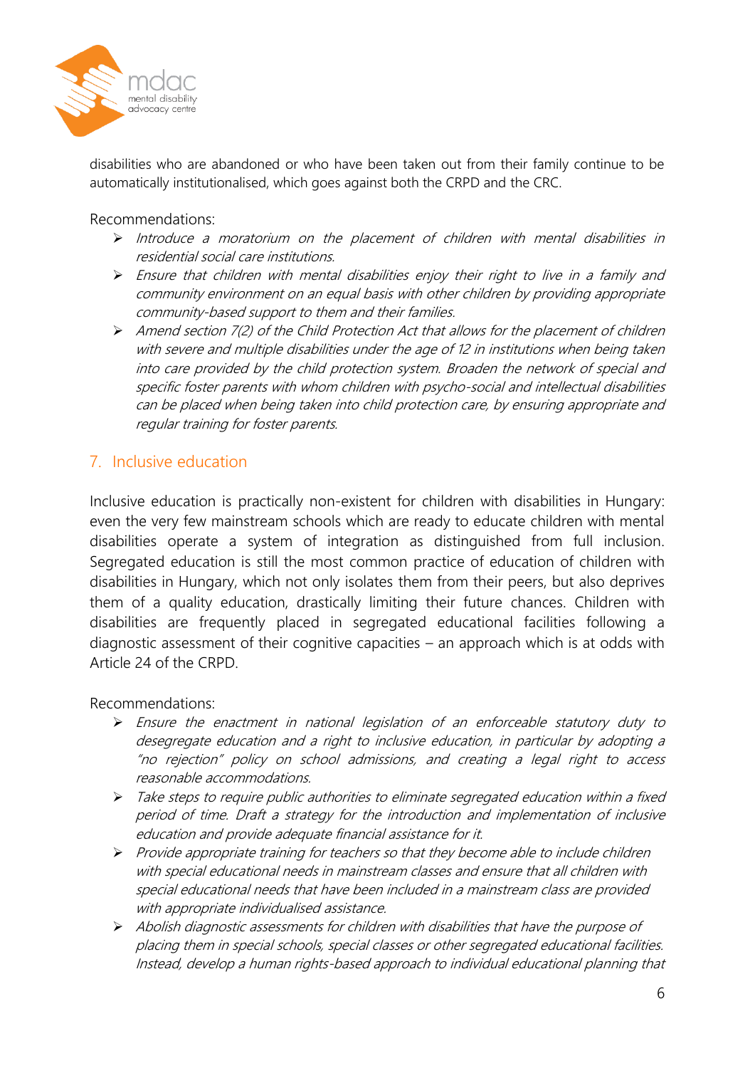disabilities who are abandoned or who have been taken out from their family continue to be automatically institutionalised, which goes against both the CRPD and the CRC.

Recommendations:

- *Introduce a moratorium on the placement of children with mental disabilities in residential social care institutions.*
- *Ensure that children with mental disabilities enjoy their right to live in a family and community environment on an equal basis with other children by providing appropriate community-based support to them and their families.*
- *Amend section 7(2) of the Child Protection Act that allows for the placement of children with severe and multiple disabilities under the age of 12 in institutions when being taken into care provided by the child protection system. Broaden the network of special and specific foster parents with whom children with psycho-social and intellectual disabilities can be placed when being taken into child protection care, by ensuring appropriate and regular training for foster parents.*

## 7. Inclusive education

Inclusive education is practically non-existent for children with disabilities in Hungary: even the very few mainstream schools which are ready to educate children with mental disabilities operate a system of integration as distinguished from full inclusion. Segregated education is still the most common practice of education of children with disabilities in Hungary, which not only isolates them from their peers, but also deprives them of a quality education, drastically limiting their future chances. Children with disabilities are frequently placed in segregated educational facilities following a diagnostic assessment of their cognitive capacities – an approach which is at odds with Article 24 of the CRPD.

Recommendations:

- *Ensure the enactment in national legislation of an enforceable statutory duty to desegregate education and a right to inclusive education, in particular by adopting a "no rejection" policy on school admissions, and creating a legal right to access reasonable accommodations.*
- *Take steps to require public authorities to eliminate segregated education within a fixed period of time. Draft a strategy for the introduction and implementation of inclusive education and provide adequate financial assistance for it.*
- *Provide appropriate training for teachers so that they become able to include children with special educational needs in mainstream classes and ensure that all children with special educational needs that have been included in a mainstream class are provided with appropriate individualised assistance.*
- *Abolish diagnostic assessments for children with disabilities that have the purpose of placing them in special schools, special classes or other segregated educational facilities. Instead, develop a human rights-based approach to individual educational planning that*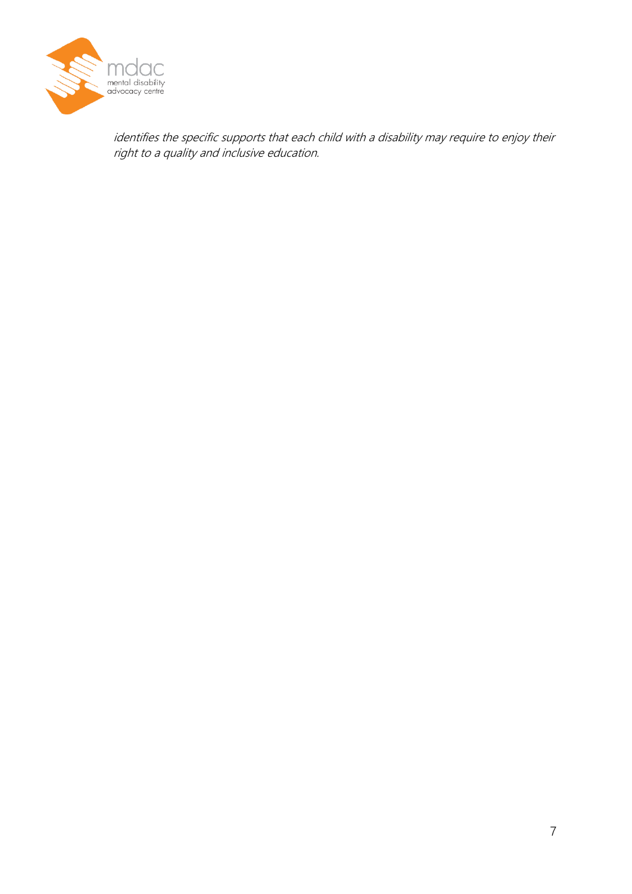*identifies the specific supports that each child with a disability may require to enjoy their right to a quality and inclusive education.*